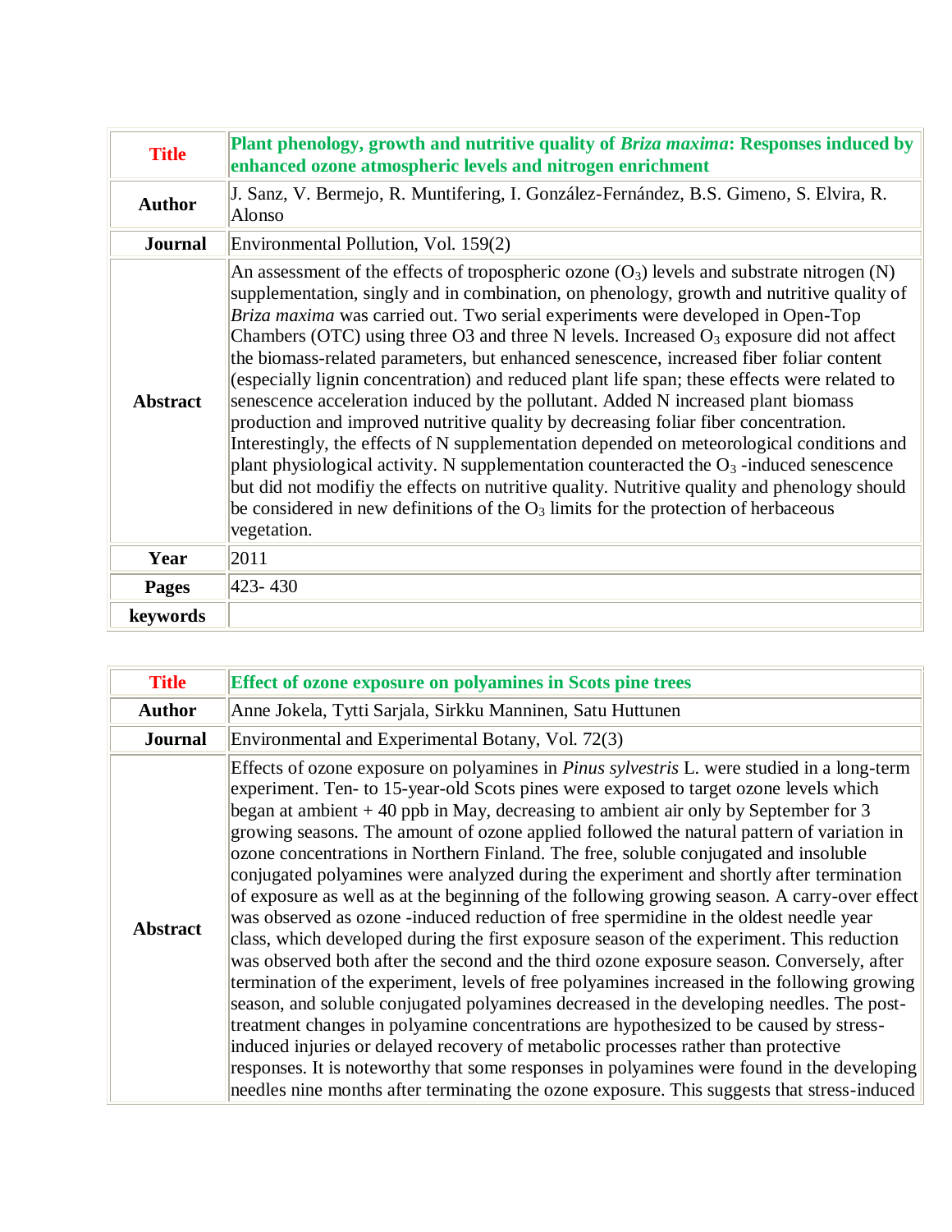| **Title** | **Plant phenology, growth and nutritive quality of *Briza maxima*: Responses induced by enhanced ozone atmospheric levels and nitrogen enrichment** |
|---|---|
| **Author** | J. Sanz, V. Bermejo, R. Muntifering, I. González-Fernández, B.S. Gimeno, S. Elvira, R. Alonso |
| **Journal** | Environmental Pollution, Vol. 159(2) |
| **Abstract** | An assessment of the effects of tropospheric ozone ($O_3$) levels and substrate nitrogen (N) supplementation, singly and in combination, on phenology, growth and nutritive quality of *Briza maxima* was carried out. Two serial experiments were developed in Open-Top Chambers (OTC) using three O3 and three N levels. Increased $O_3$ exposure did not affect the biomass-related parameters, but enhanced senescence, increased fiber foliar content (especially lignin concentration) and reduced plant life span; these effects were related to senescence acceleration induced by the pollutant. Added N increased plant biomass production and improved nutritive quality by decreasing foliar fiber concentration. Interestingly, the effects of N supplementation depended on meteorological conditions and plant physiological activity. N supplementation counteracted the $O_3$ -induced senescence but did not modifiy the effects on nutritive quality. Nutritive quality and phenology should be considered in new definitions of the $O_3$ limits for the protection of herbaceous vegetation. |
| **Year** | 2011 |
| **Pages** | 423- 430 |
| **keywords** | |

| **Title** | **Effect of ozone exposure on polyamines in Scots pine trees** |
|---|---|
| **Author** | Anne Jokela, Tytti Sarjala, Sirkku Manninen, Satu Huttunen |
| **Journal** | Environmental and Experimental Botany, Vol. 72(3) |
| **Abstract** | Effects of ozone exposure on polyamines in *Pinus sylvestris* L. were studied in a long-term experiment. Ten- to 15-year-old Scots pines were exposed to target ozone levels which began at ambient + 40 ppb in May, decreasing to ambient air only by September for 3 growing seasons. The amount of ozone applied followed the natural pattern of variation in ozone concentrations in Northern Finland. The free, soluble conjugated and insoluble conjugated polyamines were analyzed during the experiment and shortly after termination of exposure as well as at the beginning of the following growing season. A carry-over effect was observed as ozone -induced reduction of free spermidine in the oldest needle year class, which developed during the first exposure season of the experiment. This reduction was observed both after the second and the third ozone exposure season. Conversely, after termination of the experiment, levels of free polyamines increased in the following growing season, and soluble conjugated polyamines decreased in the developing needles. The post-treatment changes in polyamine concentrations are hypothesized to be caused by stress-induced injuries or delayed recovery of metabolic processes rather than protective responses. It is noteworthy that some responses in polyamines were found in the developing needles nine months after terminating the ozone exposure. This suggests that stress-induced |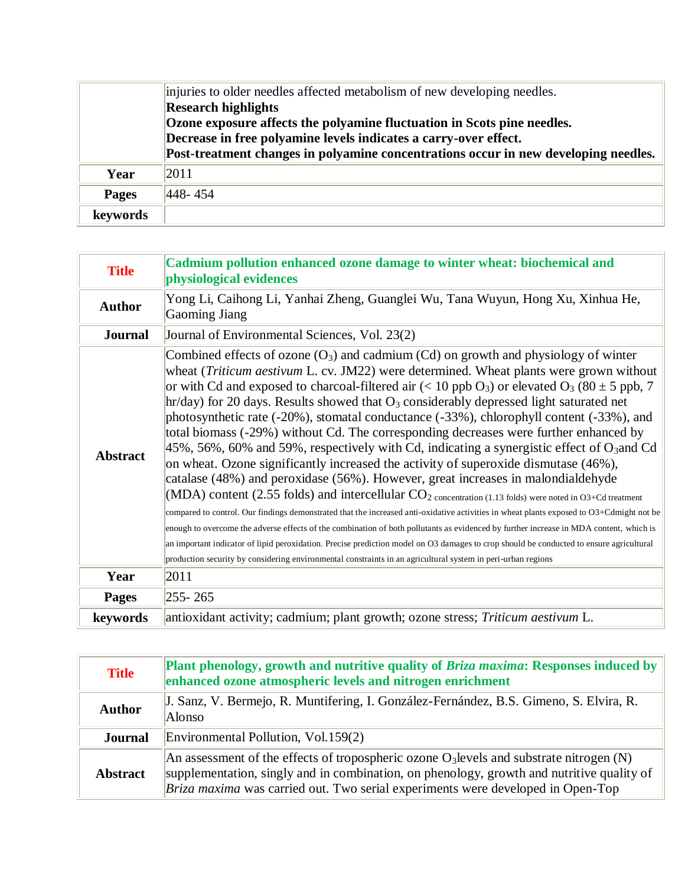| | |
|---|---|
| | injuries to older needles affected metabolism of new developing needles. **Research highlights** **Ozone exposure affects the polyamine fluctuation in Scots pine needles.** **Decrease in free polyamine levels indicates a carry-over effect.** **Post-treatment changes in polyamine concentrations occur in new developing needles.** |
| **Year** | 2011 |
| **Pages** | 448- 454 |
| **keywords** | |

| | |
|---|---|
| **Title** | **Cadmium pollution enhanced ozone damage to winter wheat: biochemical and physiological evidences** |
| **Author** | Yong Li, Caihong Li, Yanhai Zheng, Guanglei Wu, Tana Wuyun, Hong Xu, Xinhua He, Gaoming Jiang |
| **Journal** | Journal of Environmental Sciences, Vol. 23(2) |
| **Abstract** | Combined effects of ozone ($O_3$) and cadmium (Cd) on growth and physiology of winter wheat (*Triticum aestivum* L. cv. JM22) were determined. Wheat plants were grown without or with Cd and exposed to charcoal-filtered air (< 10 ppb $O_3$) or elevated $O_3$ (80 ± 5 ppb, 7 hr/day) for 20 days. Results showed that $O_3$ considerably depressed light saturated net photosynthetic rate (-20%), stomatal conductance (-33%), chlorophyll content (-33%), and total biomass (-29%) without Cd. The corresponding decreases were further enhanced by 45%, 56%, 60% and 59%, respectively with Cd, indicating a synergistic effect of $O_3$and Cd on wheat. Ozone significantly increased the activity of superoxide dismutase (46%), catalase (48%) and peroxidase (56%). However, great increases in malondialdehyde (MDA) content (2.55 folds) and intercellular $CO_2$ concentration (1.13 folds) were noted in O3+Cd treatment compared to control. Our findings demonstrated that the increased anti-oxidative activities in wheat plants exposed to O3+Cdmight not be enough to overcome the adverse effects of the combination of both pollutants as evidenced by further increase in MDA content, which is an important indicator of lipid peroxidation. Precise prediction model on O3 damages to crop should be conducted to ensure agricultural production security by considering environmental constraints in an agricultural system in peri-urban regions |
| **Year** | 2011 |
| **Pages** | 255- 265 |
| **keywords** | antioxidant activity; cadmium; plant growth; ozone stress; *Triticum aestivum* L. |

| | |
|---|---|
| **Title** | **Plant phenology, growth and nutritive quality of *Briza maxima*: Responses induced by enhanced ozone atmospheric levels and nitrogen enrichment** |
| **Author** | J. Sanz, V. Bermejo, R. Muntifering, I. González-Fernández, B.S. Gimeno, S. Elvira, R. Alonso |
| **Journal** | Environmental Pollution, Vol.159(2) |
| **Abstract** | An assessment of the effects of tropospheric ozone $O_3$levels and substrate nitrogen (N) supplementation, singly and in combination, on phenology, growth and nutritive quality of *Briza maxima* was carried out. Two serial experiments were developed in Open-Top |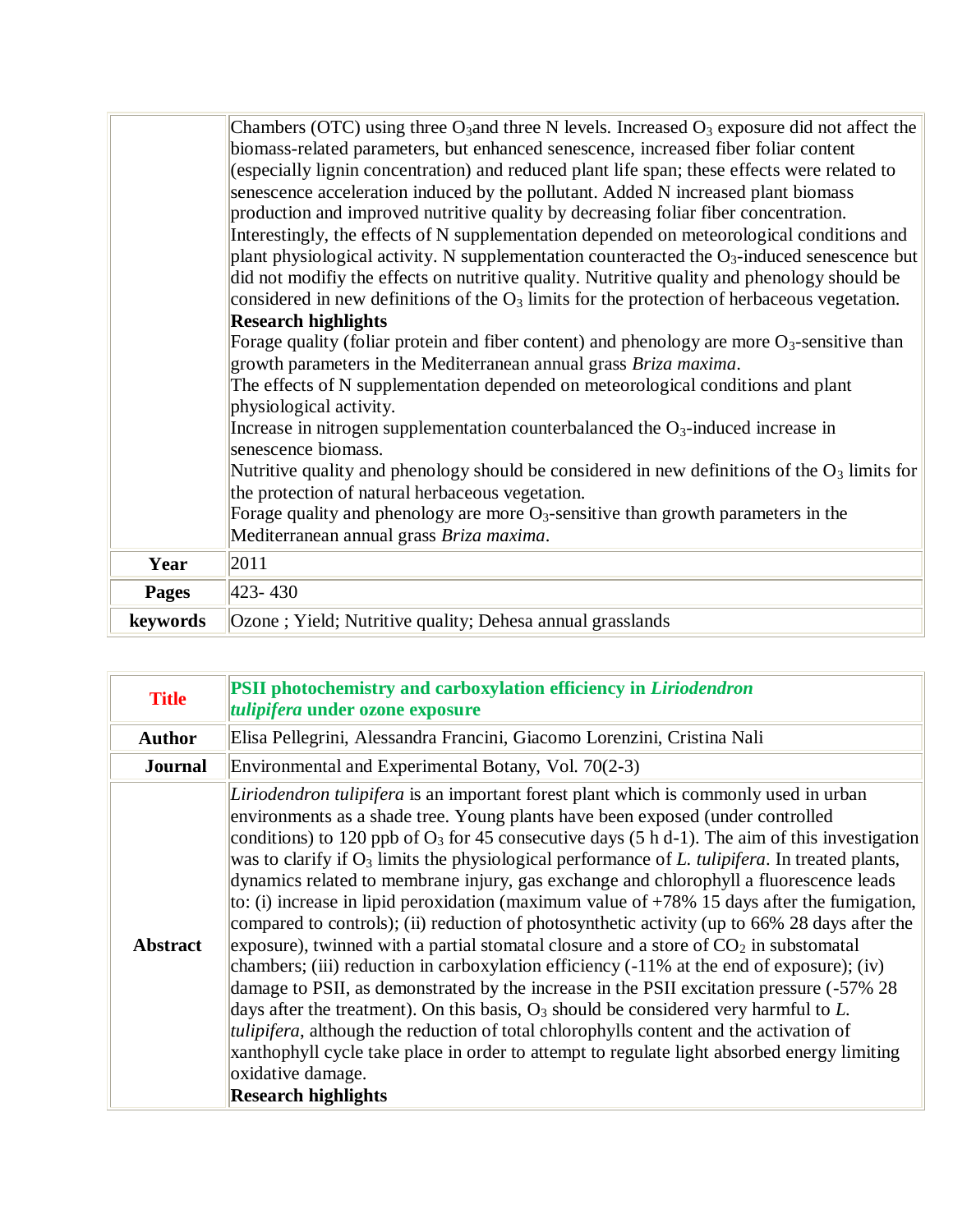| | |
|---|---|
| | Chambers (OTC) using three $O_3$and three N levels. Increased $O_3$ exposure did not affect the biomass-related parameters, but enhanced senescence, increased fiber foliar content (especially lignin concentration) and reduced plant life span; these effects were related to senescence acceleration induced by the pollutant. Added N increased plant biomass production and improved nutritive quality by decreasing foliar fiber concentration. Interestingly, the effects of N supplementation depended on meteorological conditions and plant physiological activity. N supplementation counteracted the $O_3$-induced senescence but did not modifiy the effects on nutritive quality. Nutritive quality and phenology should be considered in new definitions of the $O_3$ limits for the protection of herbaceous vegetation.<br>**Research highlights**<br>Forage quality (foliar protein and fiber content) and phenology are more $O_3$-sensitive than growth parameters in the Mediterranean annual grass *Briza maxima*.<br>The effects of N supplementation depended on meteorological conditions and plant physiological activity.<br>Increase in nitrogen supplementation counterbalanced the $O_3$-induced increase in senescence biomass.<br>Nutritive quality and phenology should be considered in new definitions of the $O_3$ limits for the protection of natural herbaceous vegetation.<br>Forage quality and phenology are more $O_3$-sensitive than growth parameters in the Mediterranean annual grass *Briza maxima*. |
| **Year** | 2011 |
| **Pages** | 423- 430 |
| **keywords** | Ozone ; Yield; Nutritive quality; Dehesa annual grasslands |

| | |
|---|---|
| **Title** | **PSII photochemistry and carboxylation efficiency in *Liriodendron tulipifera* under ozone exposure** |
| **Author** | Elisa Pellegrini, Alessandra Francini, Giacomo Lorenzini, Cristina Nali |
| **Journal** | Environmental and Experimental Botany, Vol. 70(2-3) |
| **Abstract** | *Liriodendron tulipifera* is an important forest plant which is commonly used in urban environments as a shade tree. Young plants have been exposed (under controlled conditions) to 120 ppb of $O_3$ for 45 consecutive days (5 h d-1). The aim of this investigation was to clarify if $O_3$ limits the physiological performance of *L. tulipifera*. In treated plants, dynamics related to membrane injury, gas exchange and chlorophyll a fluorescence leads to: (i) increase in lipid peroxidation (maximum value of +78% 15 days after the fumigation, compared to controls); (ii) reduction of photosynthetic activity (up to 66% 28 days after the exposure), twinned with a partial stomatal closure and a store of $CO_2$ in substomatal chambers; (iii) reduction in carboxylation efficiency (-11% at the end of exposure); (iv) damage to PSII, as demonstrated by the increase in the PSII excitation pressure (-57% 28 days after the treatment). On this basis, $O_3$ should be considered very harmful to *L. tulipifera*, although the reduction of total chlorophylls content and the activation of xanthophyll cycle take place in order to attempt to regulate light absorbed energy limiting oxidative damage.<br>**Research highlights** |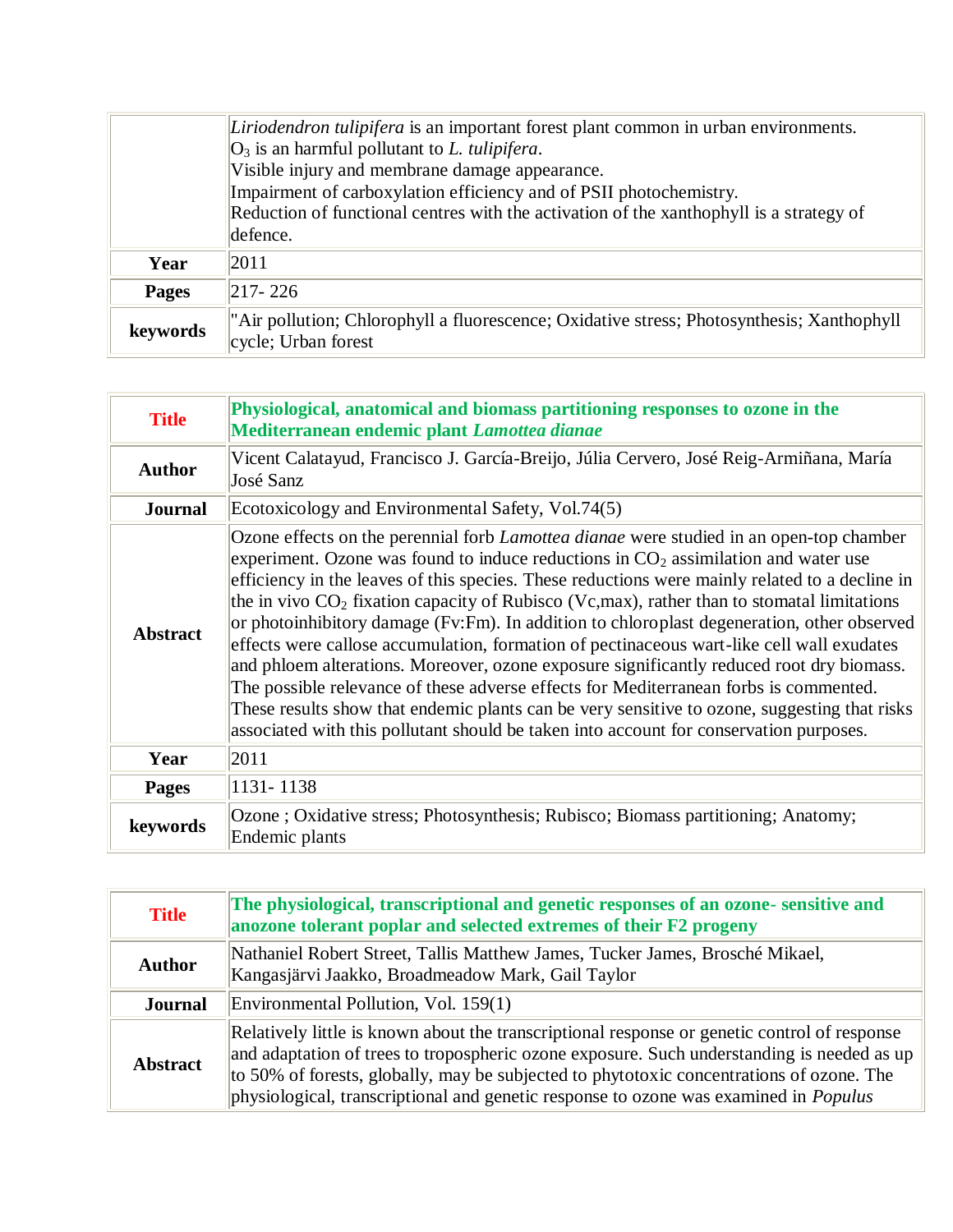| | |
|---|---|
| | *Liriodendron tulipifera* is an important forest plant common in urban environments.<br>$O_3$ is an harmful pollutant to *L. tulipifera*.<br>Visible injury and membrane damage appearance.<br>Impairment of carboxylation efficiency and of PSII photochemistry.<br>Reduction of functional centres with the activation of the xanthophyll is a strategy of defence. |
| **Year** | 2011 |
| **Pages** | 217- 226 |
| **keywords** | "Air pollution; Chlorophyll a fluorescence; Oxidative stress; Photosynthesis; Xanthophyll cycle; Urban forest |

| | |
|---|---|
| **Title** | **Physiological, anatomical and biomass partitioning responses to ozone in the Mediterranean endemic plant *Lamottea dianae*** |
| **Author** | Vicent Calatayud, Francisco J. García-Breijo, Júlia Cervero, José Reig-Armiñana, María José Sanz |
| **Journal** | Ecotoxicology and Environmental Safety, Vol.74(5) |
| **Abstract** | Ozone effects on the perennial forb *Lamottea dianae* were studied in an open-top chamber experiment. Ozone was found to induce reductions in $CO_2$ assimilation and water use efficiency in the leaves of this species. These reductions were mainly related to a decline in the in vivo $CO_2$ fixation capacity of Rubisco (Vc,max), rather than to stomatal limitations or photoinhibitory damage (Fv:Fm). In addition to chloroplast degeneration, other observed effects were callose accumulation, formation of pectinaceous wart-like cell wall exudates and phloem alterations. Moreover, ozone exposure significantly reduced root dry biomass. The possible relevance of these adverse effects for Mediterranean forbs is commented. These results show that endemic plants can be very sensitive to ozone, suggesting that risks associated with this pollutant should be taken into account for conservation purposes. |
| **Year** | 2011 |
| **Pages** | 1131- 1138 |
| **keywords** | Ozone ; Oxidative stress; Photosynthesis; Rubisco; Biomass partitioning; Anatomy; Endemic plants |

| | |
|---|---|
| **Title** | **The physiological, transcriptional and genetic responses of an ozone- sensitive and anozone tolerant poplar and selected extremes of their F2 progeny** |
| **Author** | Nathaniel Robert Street, Tallis Matthew James, Tucker James, Brosché Mikael, Kangasjärvi Jaakko, Broadmeadow Mark, Gail Taylor |
| **Journal** | Environmental Pollution, Vol. 159(1) |
| **Abstract** | Relatively little is known about the transcriptional response or genetic control of response and adaptation of trees to tropospheric ozone exposure. Such understanding is needed as up to 50% of forests, globally, may be subjected to phytotoxic concentrations of ozone. The physiological, transcriptional and genetic response to ozone was examined in *Populus* |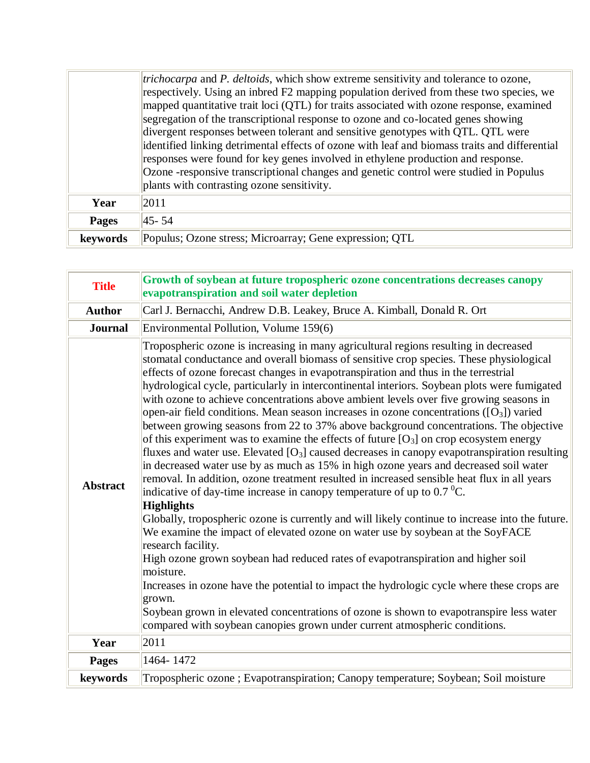| | |
|---|---|
| | *trichocarpa* and *P. deltoids*, which show extreme sensitivity and tolerance to ozone, respectively. Using an inbred F2 mapping population derived from these two species, we mapped quantitative trait loci (QTL) for traits associated with ozone response, examined segregation of the transcriptional response to ozone and co-located genes showing divergent responses between tolerant and sensitive genotypes with QTL. QTL were identified linking detrimental effects of ozone with leaf and biomass traits and differential responses were found for key genes involved in ethylene production and response. Ozone -responsive transcriptional changes and genetic control were studied in Populus plants with contrasting ozone sensitivity. |
| **Year** | 2011 |
| **Pages** | 45- 54 |
| **keywords** | Populus; Ozone stress; Microarray; Gene expression; QTL |

| | |
|---|---|
| **Title** | **Growth of soybean at future tropospheric ozone concentrations decreases canopy evapotranspiration and soil water depletion** |
| **Author** | Carl J. Bernacchi, Andrew D.B. Leakey, Bruce A. Kimball, Donald R. Ort |
| **Journal** | Environmental Pollution, Volume 159(6) |
| **Abstract** | Tropospheric ozone is increasing in many agricultural regions resulting in decreased stomatal conductance and overall biomass of sensitive crop species. These physiological effects of ozone forecast changes in evapotranspiration and thus in the terrestrial hydrological cycle, particularly in intercontinental interiors. Soybean plots were fumigated with ozone to achieve concentrations above ambient levels over five growing seasons in open-air field conditions. Mean season increases in ozone concentrations ([$O_3$]) varied between growing seasons from 22 to 37% above background concentrations. The objective of this experiment was to examine the effects of future [$O_3$] on crop ecosystem energy fluxes and water use. Elevated [$O_3$] caused decreases in canopy evapotranspiration resulting in decreased water use by as much as 15% in high ozone years and decreased soil water removal. In addition, ozone treatment resulted in increased sensible heat flux in all years indicative of day-time increase in canopy temperature of up to 0.7 $^0$C.<br>**Highlights**<br>Globally, tropospheric ozone is currently and will likely continue to increase into the future.<br>We examine the impact of elevated ozone on water use by soybean at the SoyFACE research facility.<br>High ozone grown soybean had reduced rates of evapotranspiration and higher soil moisture.<br>Increases in ozone have the potential to impact the hydrologic cycle where these crops are grown.<br>Soybean grown in elevated concentrations of ozone is shown to evapotranspire less water compared with soybean canopies grown under current atmospheric conditions. |
| **Year** | 2011 |
| **Pages** | 1464- 1472 |
| **keywords** | Tropospheric ozone ; Evapotranspiration; Canopy temperature; Soybean; Soil moisture |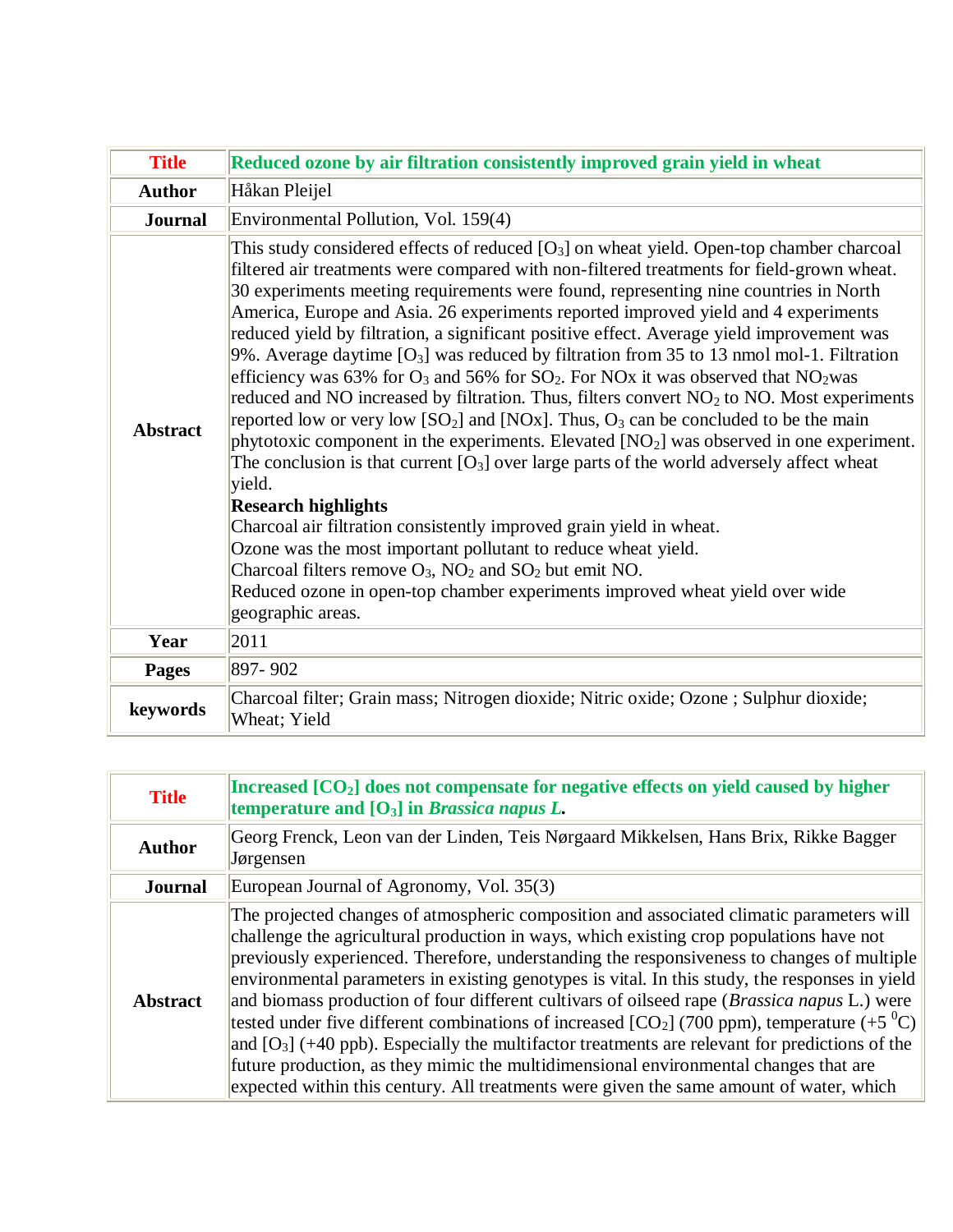| Title | Reduced ozone by air filtration consistently improved grain yield in wheat |
| --- | --- |
| Author | Håkan Pleijel |
| Journal | Environmental Pollution, Vol. 159(4) |
| Abstract | This study considered effects of reduced [$O_3$] on wheat yield. Open-top chamber charcoal filtered air treatments were compared with non-filtered treatments for field-grown wheat. 30 experiments meeting requirements were found, representing nine countries in North America, Europe and Asia. 26 experiments reported improved yield and 4 experiments reduced yield by filtration, a significant positive effect. Average yield improvement was 9%. Average daytime [$O_3$] was reduced by filtration from 35 to 13 nmol mol-1. Filtration efficiency was 63% for $O_3$ and 56% for $SO_2$. For NOx it was observed that $NO_2$was reduced and NO increased by filtration. Thus, filters convert $NO_2$ to NO. Most experiments reported low or very low [$SO_2$] and [NOx]. Thus, $O_3$ can be concluded to be the main phytotoxic component in the experiments. Elevated [$NO_2$] was observed in one experiment. The conclusion is that current [$O_3$] over large parts of the world adversely affect wheat yield.<br>**Research highlights**<br>Charcoal air filtration consistently improved grain yield in wheat.<br>Ozone was the most important pollutant to reduce wheat yield.<br>Charcoal filters remove $O_3$, $NO_2$ and $SO_2$ but emit NO.<br>Reduced ozone in open-top chamber experiments improved wheat yield over wide geographic areas. |
| Year | 2011 |
| Pages | 897- 902 |
| keywords | Charcoal filter; Grain mass; Nitrogen dioxide; Nitric oxide; Ozone ; Sulphur dioxide; Wheat; Yield |

| Title | Increased [$CO_2$] does not compensate for negative effects on yield caused by higher temperature and [$O_3$] in *Brassica napus L.* |
| --- | --- |
| Author | Georg Frenck, Leon van der Linden, Teis Nørgaard Mikkelsen, Hans Brix, Rikke Bagger Jørgensen |
| Journal | European Journal of Agronomy, Vol. 35(3) |
| Abstract | The projected changes of atmospheric composition and associated climatic parameters will challenge the agricultural production in ways, which existing crop populations have not previously experienced. Therefore, understanding the responsiveness to changes of multiple environmental parameters in existing genotypes is vital. In this study, the responses in yield and biomass production of four different cultivars of oilseed rape (*Brassica napus* L.) were tested under five different combinations of increased [$CO_2$] (700 ppm), temperature (+5 $^0$C) and [$O_3$] (+40 ppb). Especially the multifactor treatments are relevant for predictions of the future production, as they mimic the multidimensional environmental changes that are expected within this century. All treatments were given the same amount of water, which |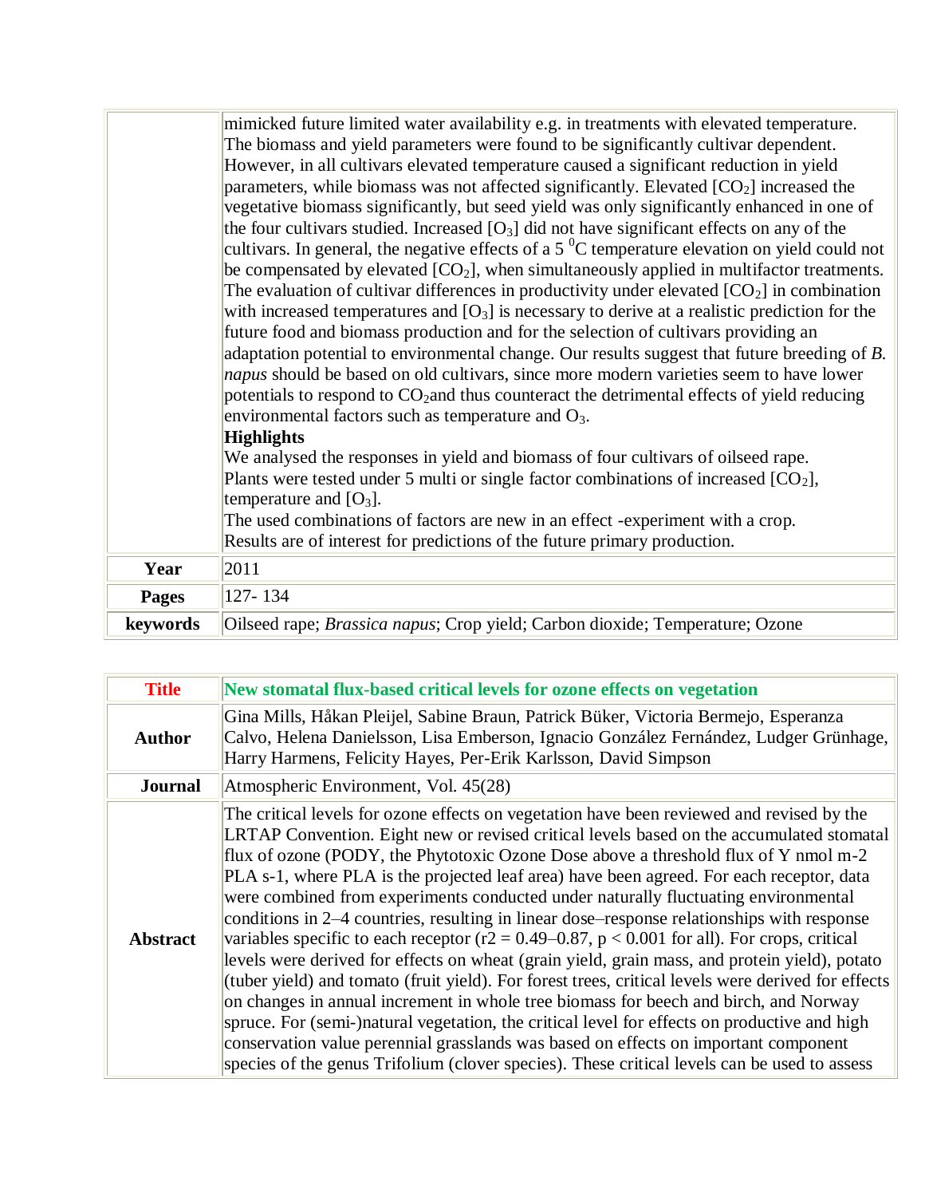| | |
|---|---|
| | mimicked future limited water availability e.g. in treatments with elevated temperature. The biomass and yield parameters were found to be significantly cultivar dependent. However, in all cultivars elevated temperature caused a significant reduction in yield parameters, while biomass was not affected significantly. Elevated [$CO_2$] increased the vegetative biomass significantly, but seed yield was only significantly enhanced in one of the four cultivars studied. Increased [$O_3$] did not have significant effects on any of the cultivars. In general, the negative effects of a 5 $^0$C temperature elevation on yield could not be compensated by elevated [$CO_2$], when simultaneously applied in multifactor treatments. The evaluation of cultivar differences in productivity under elevated [$CO_2$] in combination with increased temperatures and [$O_3$] is necessary to derive at a realistic prediction for the future food and biomass production and for the selection of cultivars providing an adaptation potential to environmental change. Our results suggest that future breeding of *B. napus* should be based on old cultivars, since more modern varieties seem to have lower potentials to respond to $CO_2$and thus counteract the detrimental effects of yield reducing environmental factors such as temperature and $O_3$.<br>**Highlights**<br>We analysed the responses in yield and biomass of four cultivars of oilseed rape.<br>Plants were tested under 5 multi or single factor combinations of increased [$CO_2$], temperature and [$O_3$].<br>The used combinations of factors are new in an effect -experiment with a crop.<br>Results are of interest for predictions of the future primary production. |
| **Year** | 2011 |
| **Pages** | 127- 134 |
| **keywords** | Oilseed rape; *Brassica napus*; Crop yield; Carbon dioxide; Temperature; Ozone |

| | |
|---|---|
| **Title** | **New stomatal flux-based critical levels for ozone effects on vegetation** |
| **Author** | Gina Mills, Håkan Pleijel, Sabine Braun, Patrick Büker, Victoria Bermejo, Esperanza Calvo, Helena Danielsson, Lisa Emberson, Ignacio González Fernández, Ludger Grünhage, Harry Harmens, Felicity Hayes, Per-Erik Karlsson, David Simpson |
| **Journal** | Atmospheric Environment, Vol. 45(28) |
| **Abstract** | The critical levels for ozone effects on vegetation have been reviewed and revised by the LRTAP Convention. Eight new or revised critical levels based on the accumulated stomatal flux of ozone ($POD_Y$, the Phytotoxic Ozone Dose above a threshold flux of Y nmol m-2 PLA s-1, where PLA is the projected leaf area) have been agreed. For each receptor, data were combined from experiments conducted under naturally fluctuating environmental conditions in 2–4 countries, resulting in linear dose–response relationships with response variables specific to each receptor ($r2 = 0.49–0.87$, $p < 0.001$ for all). For crops, critical levels were derived for effects on wheat (grain yield, grain mass, and protein yield), potato (tuber yield) and tomato (fruit yield). For forest trees, critical levels were derived for effects on changes in annual increment in whole tree biomass for beech and birch, and Norway spruce. For (semi-)natural vegetation, the critical level for effects on productive and high conservation value perennial grasslands was based on effects on important component species of the genus Trifolium (clover species). These critical levels can be used to assess |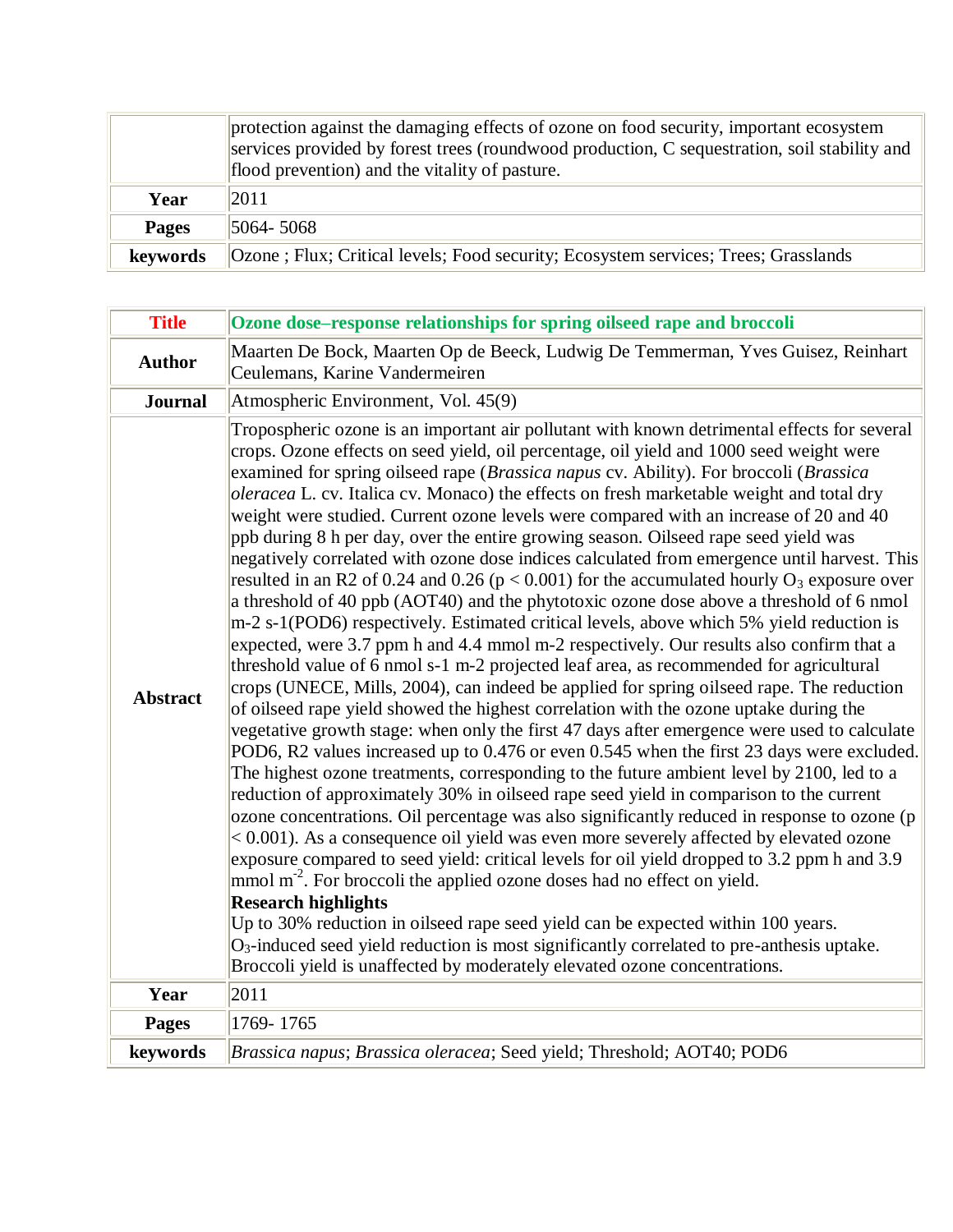|  | protection against the damaging effects of ozone on food security, important ecosystem services provided by forest trees (roundwood production, C sequestration, soil stability and flood prevention) and the vitality of pasture. |
|---|---|
| **Year** | 2011 |
| **Pages** | 5064- 5068 |
| **keywords** | Ozone ; Flux; Critical levels; Food security; Ecosystem services; Trees; Grasslands |

| **Title** | **Ozone dose–response relationships for spring oilseed rape and broccoli** |
|---|---|
| **Author** | Maarten De Bock, Maarten Op de Beeck, Ludwig De Temmerman, Yves Guisez, Reinhart Ceulemans, Karine Vandermeiren |
| **Journal** | Atmospheric Environment, Vol. 45(9) |
| **Abstract** | Tropospheric ozone is an important air pollutant with known detrimental effects for several crops. Ozone effects on seed yield, oil percentage, oil yield and 1000 seed weight were examined for spring oilseed rape (*Brassica napus* cv. Ability). For broccoli (*Brassica oleracea* L. cv. Italica cv. Monaco) the effects on fresh marketable weight and total dry weight were studied. Current ozone levels were compared with an increase of 20 and 40 ppb during 8 h per day, over the entire growing season. Oilseed rape seed yield was negatively correlated with ozone dose indices calculated from emergence until harvest. This resulted in an R2 of 0.24 and 0.26 ($p < 0.001$) for the accumulated hourly $O_3$ exposure over a threshold of 40 ppb (AOT40) and the phytotoxic ozone dose above a threshold of 6 nmol m-2 s-1(POD6) respectively. Estimated critical levels, above which 5% yield reduction is expected, were 3.7 ppm h and 4.4 mmol m-2 respectively. Our results also confirm that a threshold value of 6 nmol s-1 m-2 projected leaf area, as recommended for agricultural crops (UNECE, Mills, 2004), can indeed be applied for spring oilseed rape. The reduction of oilseed rape yield showed the highest correlation with the ozone uptake during the vegetative growth stage: when only the first 47 days after emergence were used to calculate POD6, R2 values increased up to 0.476 or even 0.545 when the first 23 days were excluded. The highest ozone treatments, corresponding to the future ambient level by 2100, led to a reduction of approximately 30% in oilseed rape seed yield in comparison to the current ozone concentrations. Oil percentage was also significantly reduced in response to ozone ($p < 0.001$). As a consequence oil yield was even more severely affected by elevated ozone exposure compared to seed yield: critical levels for oil yield dropped to 3.2 ppm h and 3.9 mmol $m^{-2}$. For broccoli the applied ozone doses had no effect on yield.<br>**Research highlights**<br>Up to 30% reduction in oilseed rape seed yield can be expected within 100 years.<br>$O_3$-induced seed yield reduction is most significantly correlated to pre-anthesis uptake.<br>Broccoli yield is unaffected by moderately elevated ozone concentrations. |
| **Year** | 2011 |
| **Pages** | 1769- 1765 |
| **keywords** | *Brassica napus*; *Brassica oleracea*; Seed yield; Threshold; AOT40; POD6 |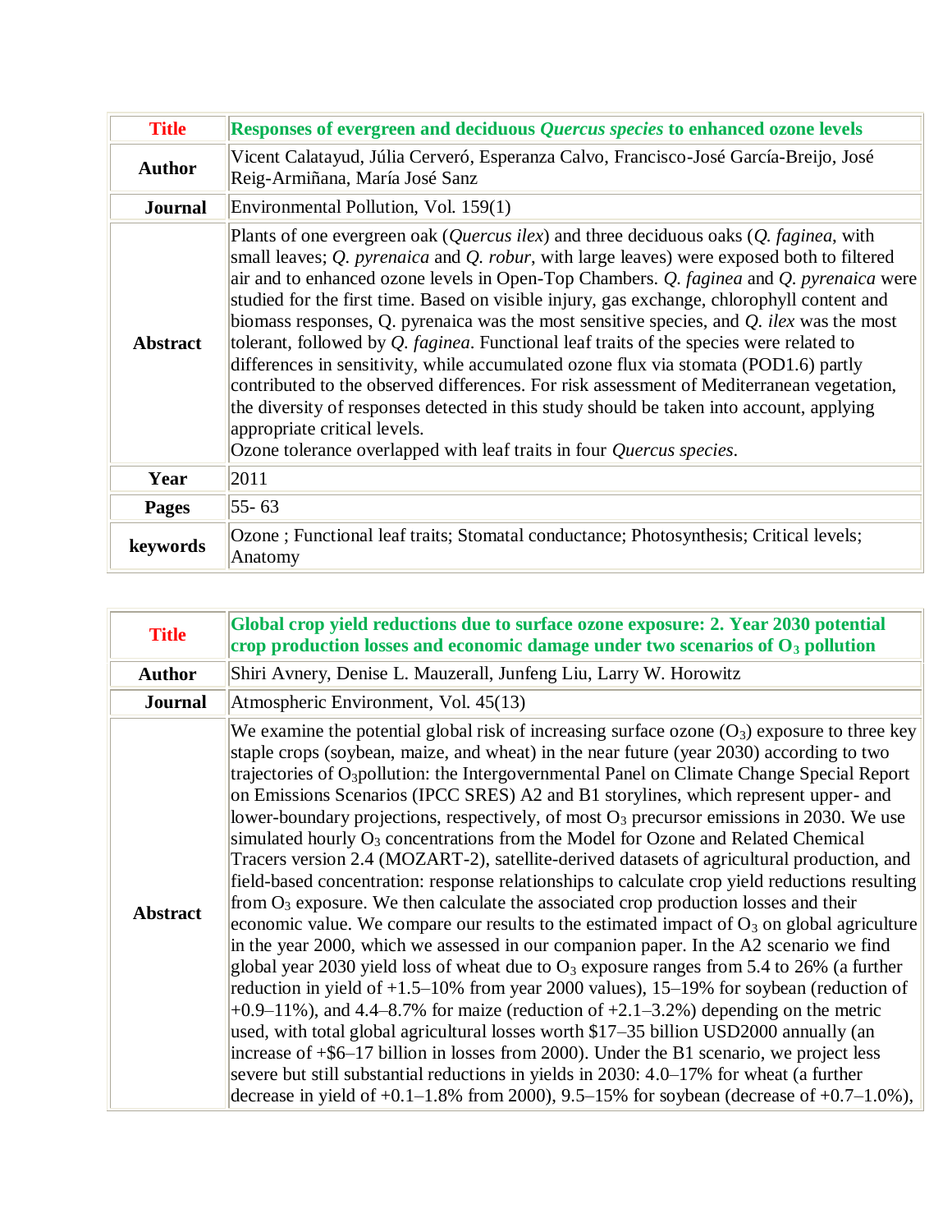| | |
|---|---|
| **Title** | **Responses of evergreen and deciduous *Quercus species* to enhanced ozone levels** |
| **Author** | Vicent Calatayud, Júlia Cerveró, Esperanza Calvo, Francisco-José García-Breijo, José Reig-Armiñana, María José Sanz |
| **Journal** | Environmental Pollution, Vol. 159(1) |
| **Abstract** | Plants of one evergreen oak (*Quercus ilex*) and three deciduous oaks (*Q. faginea*, with small leaves; *Q. pyrenaica* and *Q. robur*, with large leaves) were exposed both to filtered air and to enhanced ozone levels in Open-Top Chambers. *Q. faginea* and *Q. pyrenaica* were studied for the first time. Based on visible injury, gas exchange, chlorophyll content and biomass responses, Q. pyrenaica was the most sensitive species, and *Q. ilex* was the most tolerant, followed by *Q. faginea*. Functional leaf traits of the species were related to differences in sensitivity, while accumulated ozone flux via stomata (POD1.6) partly contributed to the observed differences. For risk assessment of Mediterranean vegetation, the diversity of responses detected in this study should be taken into account, applying appropriate critical levels.<br>Ozone tolerance overlapped with leaf traits in four *Quercus species*. |
| **Year** | 2011 |
| **Pages** | 55- 63 |
| **keywords** | Ozone ; Functional leaf traits; Stomatal conductance; Photosynthesis; Critical levels; Anatomy |

| | |
|---|---|
| **Title** | **Global crop yield reductions due to surface ozone exposure: 2. Year 2030 potential crop production losses and economic damage under two scenarios of $O_3$ pollution** |
| **Author** | Shiri Avnery, Denise L. Mauzerall, Junfeng Liu, Larry W. Horowitz |
| **Journal** | Atmospheric Environment, Vol. 45(13) |
| **Abstract** | We examine the potential global risk of increasing surface ozone ($O_3$) exposure to three key staple crops (soybean, maize, and wheat) in the near future (year 2030) according to two trajectories of $O_3$pollution: the Intergovernmental Panel on Climate Change Special Report on Emissions Scenarios (IPCC SRES) A2 and B1 storylines, which represent upper- and lower-boundary projections, respectively, of most $O_3$ precursor emissions in 2030. We use simulated hourly $O_3$ concentrations from the Model for Ozone and Related Chemical Tracers version 2.4 (MOZART-2), satellite-derived datasets of agricultural production, and field-based concentration: response relationships to calculate crop yield reductions resulting from $O_3$ exposure. We then calculate the associated crop production losses and their economic value. We compare our results to the estimated impact of $O_3$ on global agriculture in the year 2000, which we assessed in our companion paper. In the A2 scenario we find global year 2030 yield loss of wheat due to $O_3$ exposure ranges from 5.4 to 26% (a further reduction in yield of +1.5–10% from year 2000 values), 15–19% for soybean (reduction of +0.9–11%), and 4.4–8.7% for maize (reduction of +2.1–3.2%) depending on the metric used, with total global agricultural losses worth $17–35 billion USD2000 annually (an increase of +$6–17 billion in losses from 2000). Under the B1 scenario, we project less severe but still substantial reductions in yields in 2030: 4.0–17% for wheat (a further decrease in yield of +0.1–1.8% from 2000), 9.5–15% for soybean (decrease of +0.7–1.0%), |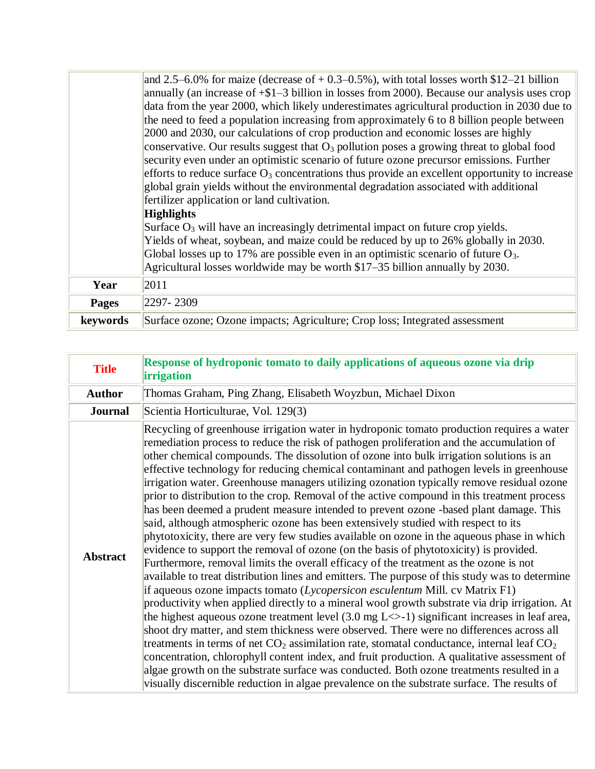| | |
|---|---|
| | and 2.5–6.0% for maize (decrease of + 0.3–0.5%), with total losses worth $12–21 billion annually (an increase of +$1–3 billion in losses from 2000). Because our analysis uses crop data from the year 2000, which likely underestimates agricultural production in 2030 due to the need to feed a population increasing from approximately 6 to 8 billion people between 2000 and 2030, our calculations of crop production and economic losses are highly conservative. Our results suggest that $O_3$ pollution poses a growing threat to global food security even under an optimistic scenario of future ozone precursor emissions. Further efforts to reduce surface $O_3$ concentrations thus provide an excellent opportunity to increase global grain yields without the environmental degradation associated with additional fertilizer application or land cultivation.<br>**Highlights**<br>Surface $O_3$ will have an increasingly detrimental impact on future crop yields.<br>Yields of wheat, soybean, and maize could be reduced by up to 26% globally in 2030.<br>Global losses up to 17% are possible even in an optimistic scenario of future $O_3$.<br>Agricultural losses worldwide may be worth $17–35 billion annually by 2030. |
| **Year** | 2011 |
| **Pages** | 2297- 2309 |
| **keywords** | Surface ozone; Ozone impacts; Agriculture; Crop loss; Integrated assessment |

| | |
|---|---|
| **Title** | **Response of hydroponic tomato to daily applications of aqueous ozone via drip irrigation** |
| **Author** | Thomas Graham, Ping Zhang, Elisabeth Woyzbun, Michael Dixon |
| **Journal** | Scientia Horticulturae, Vol. 129(3) |
| **Abstract** | Recycling of greenhouse irrigation water in hydroponic tomato production requires a water remediation process to reduce the risk of pathogen proliferation and the accumulation of other chemical compounds. The dissolution of ozone into bulk irrigation solutions is an effective technology for reducing chemical contaminant and pathogen levels in greenhouse irrigation water. Greenhouse managers utilizing ozonation typically remove residual ozone prior to distribution to the crop. Removal of the active compound in this treatment process has been deemed a prudent measure intended to prevent ozone -based plant damage. This said, although atmospheric ozone has been extensively studied with respect to its phytotoxicity, there are very few studies available on ozone in the aqueous phase in which evidence to support the removal of ozone (on the basis of phytotoxicity) is provided. Furthermore, removal limits the overall efficacy of the treatment as the ozone is not available to treat distribution lines and emitters. The purpose of this study was to determine if aqueous ozone impacts tomato (*Lycopersicon esculentum* Mill. cv Matrix F1) productivity when applied directly to a mineral wool growth substrate via drip irrigation. At the highest aqueous ozone treatment level (3.0 mg L<>-1) significant increases in leaf area, shoot dry matter, and stem thickness were observed. There were no differences across all treatments in terms of net $CO_2$ assimilation rate, stomatal conductance, internal leaf $CO_2$ concentration, chlorophyll content index, and fruit production. A qualitative assessment of algae growth on the substrate surface was conducted. Both ozone treatments resulted in a visually discernible reduction in algae prevalence on the substrate surface. The results of |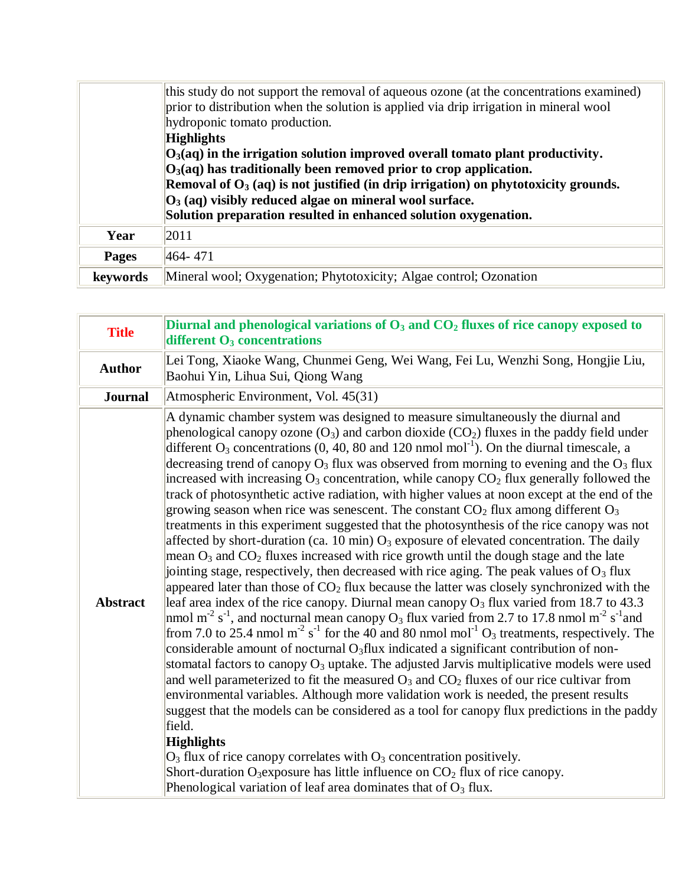|  |  |
|---|---|
|  | this study do not support the removal of aqueous ozone (at the concentrations examined) prior to distribution when the solution is applied via drip irrigation in mineral wool hydroponic tomato production.<br>**Highlights**<br>**$O_3$(aq) in the irrigation solution improved overall tomato plant productivity.**<br>**$O_3$(aq) has traditionally been removed prior to crop application.**<br>**Removal of $O_3$ (aq) is not justified (in drip irrigation) on phytotoxicity grounds.**<br>**$O_3$ (aq) visibly reduced algae on mineral wool surface.**<br>**Solution preparation resulted in enhanced solution oxygenation.** |
| **Year** | 2011 |
| **Pages** | 464- 471 |
| **keywords** | Mineral wool; Oxygenation; Phytotoxicity; Algae control; Ozonation |

|  |  |
|---|---|
| **Title** | **Diurnal and phenological variations of $O_3$ and $CO_2$ fluxes of rice canopy exposed to different $O_3$ concentrations** |
| **Author** | Lei Tong, Xiaoke Wang, Chunmei Geng, Wei Wang, Fei Lu, Wenzhi Song, Hongjie Liu, Baohui Yin, Lihua Sui, Qiong Wang |
| **Journal** | Atmospheric Environment, Vol. 45(31) |
| **Abstract** | A dynamic chamber system was designed to measure simultaneously the diurnal and phenological canopy ozone ($O_3$) and carbon dioxide ($CO_2$) fluxes in the paddy field under different $O_3$ concentrations (0, 40, 80 and 120 nmol mol$^{-1}$). On the diurnal timescale, a decreasing trend of canopy $O_3$ flux was observed from morning to evening and the $O_3$ flux increased with increasing $O_3$ concentration, while canopy $CO_2$ flux generally followed the track of photosynthetic active radiation, with higher values at noon except at the end of the growing season when rice was senescent. The constant $CO_2$ flux among different $O_3$ treatments in this experiment suggested that the photosynthesis of the rice canopy was not affected by short-duration (ca. 10 min) $O_3$ exposure of elevated concentration. The daily mean $O_3$ and $CO_2$ fluxes increased with rice growth until the dough stage and the late jointing stage, respectively, then decreased with rice aging. The peak values of $O_3$ flux appeared later than those of $CO_2$ flux because the latter was closely synchronized with the leaf area index of the rice canopy. Diurnal mean canopy $O_3$ flux varied from 18.7 to 43.3 nmol m$^{-2}$ s$^{-1}$, and nocturnal mean canopy $O_3$ flux varied from 2.7 to 17.8 nmol m$^{-2}$ s$^{-1}$ and from 7.0 to 25.4 nmol m$^{-2}$ s$^{-1}$ for the 40 and 80 nmol mol$^{-1}$ $O_3$ treatments, respectively. The considerable amount of nocturnal $O_3$flux indicated a significant contribution of non-stomatal factors to canopy $O_3$ uptake. The adjusted Jarvis multiplicative models were used and well parameterized to fit the measured $O_3$ and $CO_2$ fluxes of our rice cultivar from environmental variables. Although more validation work is needed, the present results suggest that the models can be considered as a tool for canopy flux predictions in the paddy field.<br>**Highlights**<br>$O_3$ flux of rice canopy correlates with $O_3$ concentration positively.<br>Short-duration $O_3$exposure has little influence on $CO_2$ flux of rice canopy.<br>Phenological variation of leaf area dominates that of $O_3$ flux. |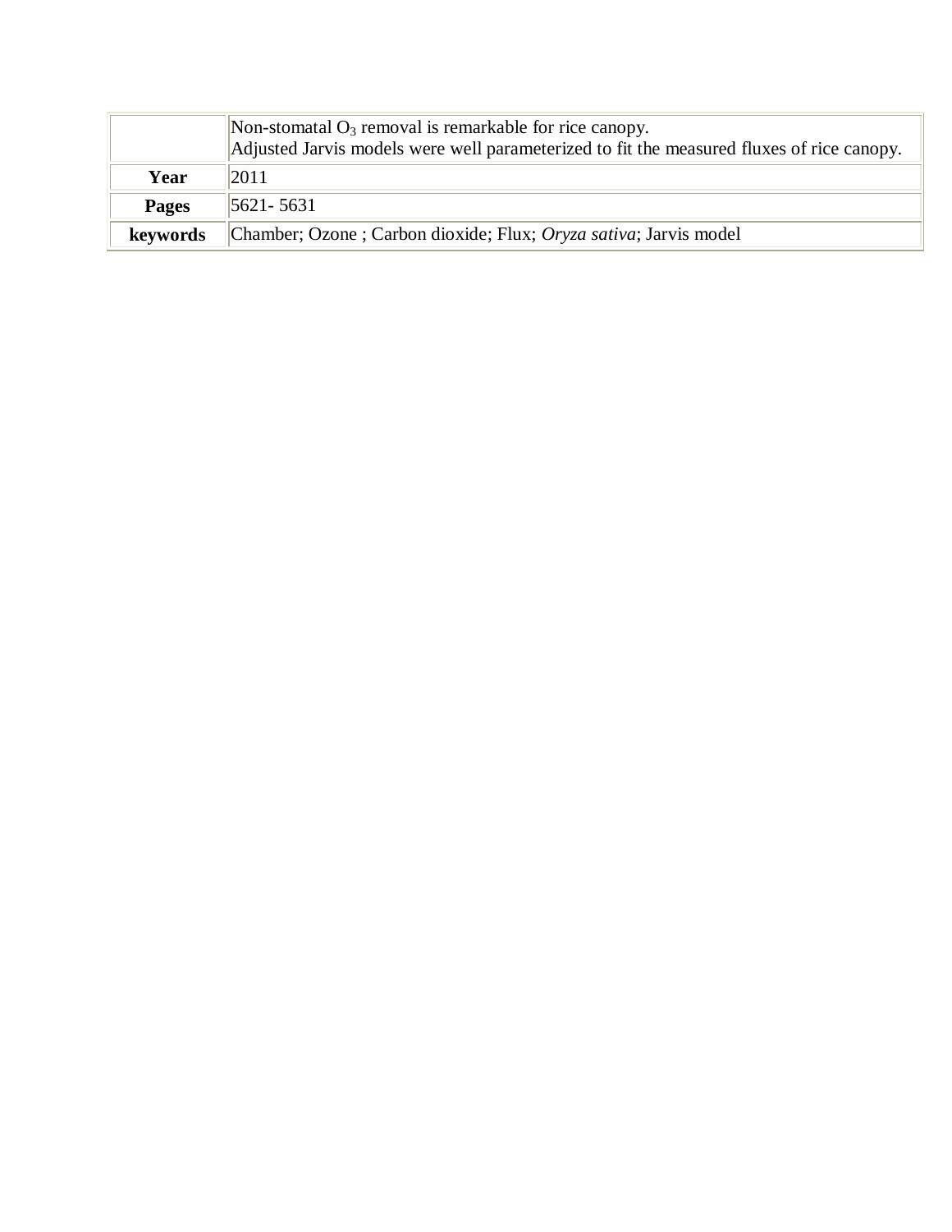| | |
|---|---|
| | Non-stomatal $O_3$ removal is remarkable for rice canopy.<br>Adjusted Jarvis models were well parameterized to fit the measured fluxes of rice canopy. |
| **Year** | 2011 |
| **Pages** | 5621- 5631 |
| **keywords** | Chamber; Ozone ; Carbon dioxide; Flux; *Oryza sativa*; Jarvis model |